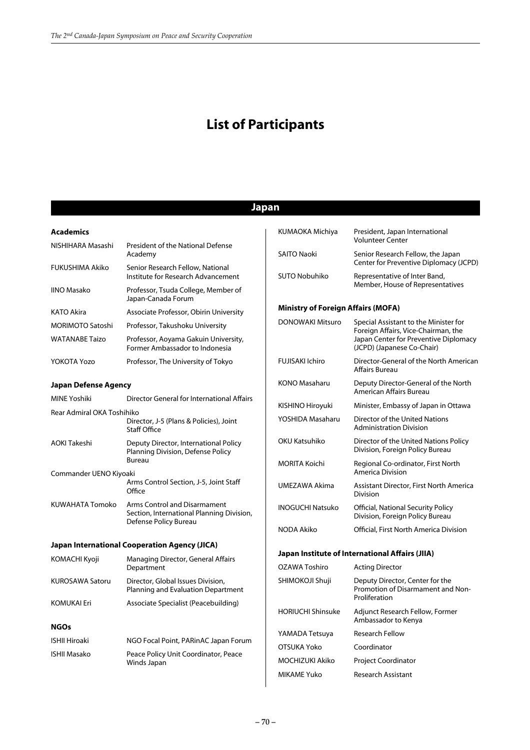# List of Participants

## Japan

### Academics

| | |
|---|---|
| NISHIHARA Masashi | President of the National Defense Academy |
| FUKUSHIMA Akiko | Senior Research Fellow, National Institute for Research Advancement |
| IINO Masako | Professor, Tsuda College, Member of Japan-Canada Forum |
| KATO Akira | Associate Professor, Obirin University |
| MORIMOTO Satoshi | Professor, Takushoku University |
| WATANABE Taizo | Professor, Aoyama Gakuin University, Former Ambassador to Indonesia |
| YOKOTA Yozo | Professor, The University of Tokyo |

### Japan Defense Agency

| | |
|---|---|
| MINE Yoshiki | Director General for International Affairs |
| Rear Admiral OKA Toshihiko | Director, J-5 (Plans & Policies), Joint Staff Office |
| AOKI Takeshi | Deputy Director, International Policy Planning Division, Defense Policy Bureau |
| Commander UENO Kiyoaki | Arms Control Section, J-5, Joint Staff Office |
| KUWAHATA Tomoko | Arms Control and Disarmament Section, International Planning Division, Defense Policy Bureau |

### Japan International Cooperation Agency (JICA)

| | |
|---|---|
| KOMACHI Kyoji | Managing Director, General Affairs Department |
| KUROSAWA Satoru | Director, Global Issues Division, Planning and Evaluation Department |
| KOMUKAI Eri | Associate Specialist (Peacebuilding) |

### NGOs

| | |
|---|---|
| ISHII Hiroaki | NGO Focal Point, PARinAC Japan Forum |
| ISHII Masako | Peace Policy Unit Coordinator, Peace Winds Japan |
| KUMAOKA Michiya | President, Japan International Volunteer Center |
| SAITO Naoki | Senior Research Fellow, the Japan Center for Preventive Diplomacy (JCPD) |
| SUTO Nobuhiko | Representative of Inter Band, Member, House of Representatives |

### Ministry of Foreign Affairs (MOFA)

| | |
|---|---|
| DONOWAKI Mitsuro | Special Assistant to the Minister for Foreign Affairs, Vice-Chairman, the Japan Center for Preventive Diplomacy (JCPD) (Japanese Co-Chair) |
| FUJISAKI Ichiro | Director-General of the North American Affairs Bureau |
| KONO Masaharu | Deputy Director-General of the North American Affairs Bureau |
| KISHINO Hiroyuki | Minister, Embassy of Japan in Ottawa |
| YOSHIDA Masaharu | Director of the United Nations Administration Division |
| OKU Katsuhiko | Director of the United Nations Policy Division, Foreign Policy Bureau |
| MORITA Koichi | Regional Co-ordinator, First North America Division |
| UMEZAWA Akima | Assistant Director, First North America Division |
| INOGUCHI Natsuko | Official, National Security Policy Division, Foreign Policy Bureau |
| NODA Akiko | Official, First North America Division |

### Japan Institute of International Affairs (JIIA)

| | |
|---|---|
| OZAWA Toshiro | Acting Director |
| SHIMOKOJI Shuji | Deputy Director, Center for the Promotion of Disarmament and Non-Proliferation |
| HORIUCHI Shinsuke | Adjunct Research Fellow, Former Ambassador to Kenya |
| YAMADA Tetsuya | Research Fellow |
| OTSUKA Yoko | Coordinator |
| MOCHIZUKI Akiko | Project Coordinator |
| MIKAME Yuko | Research Assistant |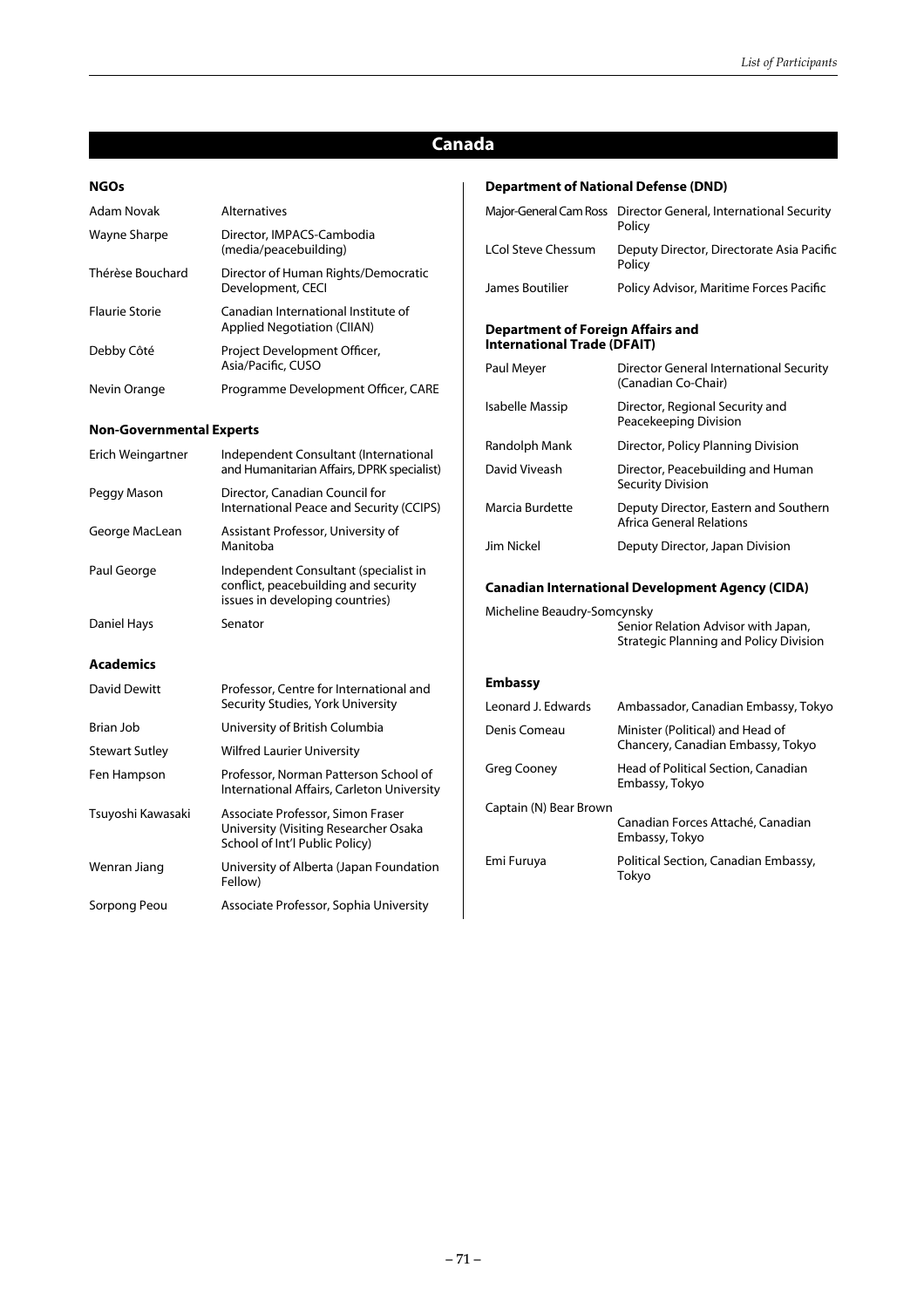## Canada

### NGOs

| | |
|---|---|
| Adam Novak | Alternatives |
| Wayne Sharpe | Director, IMPACS-Cambodia (media/peacebuilding) |
| Thérèse Bouchard | Director of Human Rights/Democratic Development, CECI |
| Flaurie Storie | Canadian International Institute of Applied Negotiation (CIIAN) |
| Debby Côté | Project Development Officer, Asia/Pacific, CUSO |
| Nevin Orange | Programme Development Officer, CARE |

### Non-Governmental Experts

| | |
|---|---|
| Erich Weingartner | Independent Consultant (International and Humanitarian Affairs, DPRK specialist) |
| Peggy Mason | Director, Canadian Council for International Peace and Security (CCIPS) |
| George MacLean | Assistant Professor, University of Manitoba |
| Paul George | Independent Consultant (specialist in conflict, peacebuilding and security issues in developing countries) |
| Daniel Hays | Senator |

### Academics

| | |
|---|---|
| David Dewitt | Professor, Centre for International and Security Studies, York University |
| Brian Job | University of British Columbia |
| Stewart Sutley | Wilfred Laurier University |
| Fen Hampson | Professor, Norman Patterson School of International Affairs, Carleton University |
| Tsuyoshi Kawasaki | Associate Professor, Simon Fraser University (Visiting Researcher Osaka School of Int'l Public Policy) |
| Wenran Jiang | University of Alberta (Japan Foundation Fellow) |
| Sorpong Peou | Associate Professor, Sophia University |

### Department of National Defense (DND)

| | |
|---|---|
| Major-General Cam Ross | Director General, International Security Policy |
| LCol Steve Chessum | Deputy Director, Directorate Asia Pacific Policy |
| James Boutilier | Policy Advisor, Maritime Forces Pacific |

### Department of Foreign Affairs and International Trade (DFAIT)

| | |
|---|---|
| Paul Meyer | Director General International Security (Canadian Co-Chair) |
| Isabelle Massip | Director, Regional Security and Peacekeeping Division |
| Randolph Mank | Director, Policy Planning Division |
| David Viveash | Director, Peacebuilding and Human Security Division |
| Marcia Burdette | Deputy Director, Eastern and Southern Africa General Relations |
| Jim Nickel | Deputy Director, Japan Division |

### Canadian International Development Agency (CIDA)

| | |
|---|---|
| Micheline Beaudry-Somcynsky | Senior Relation Advisor with Japan, Strategic Planning and Policy Division |

### Embassy

| | |
|---|---|
| Leonard J. Edwards | Ambassador, Canadian Embassy, Tokyo |
| Denis Comeau | Minister (Political) and Head of Chancery, Canadian Embassy, Tokyo |
| Greg Cooney | Head of Political Section, Canadian Embassy, Tokyo |
| Captain (N) Bear Brown | Canadian Forces Attaché, Canadian Embassy, Tokyo |
| Emi Furuya | Political Section, Canadian Embassy, Tokyo |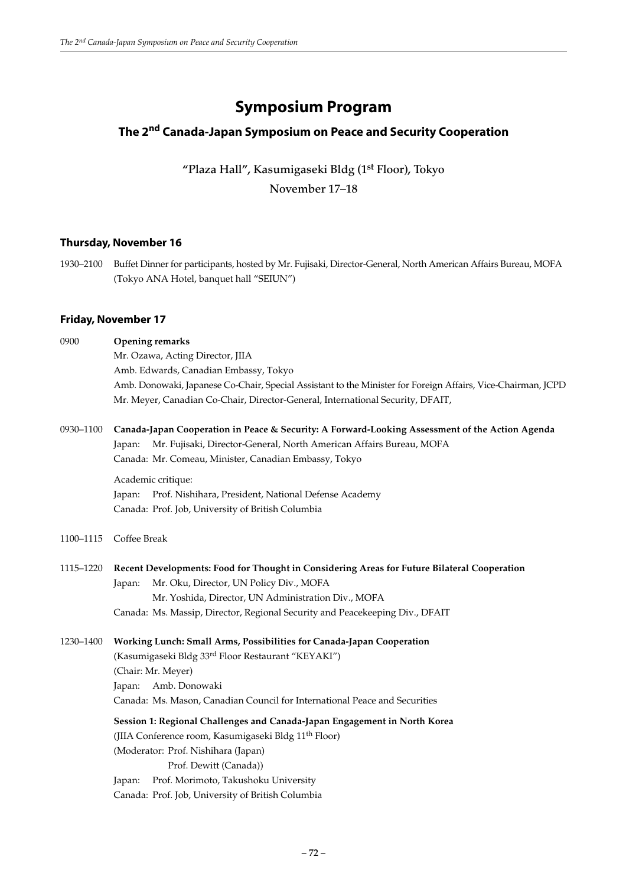# Symposium Program

## The 2nd Canada-Japan Symposium on Peace and Security Cooperation

"Plaza Hall", Kasumigaseki Bldg (1st Floor), Tokyo

November 17–18

### Thursday, November 16

1930–2100 Buffet Dinner for participants, hosted by Mr. Fujisaki, Director-General, North American Affairs Bureau, MOFA (Tokyo ANA Hotel, banquet hall "SEIUN")

### Friday, November 17

0900 **Opening remarks**
Mr. Ozawa, Acting Director, JIIA
Amb. Edwards, Canadian Embassy, Tokyo
Amb. Donowaki, Japanese Co-Chair, Special Assistant to the Minister for Foreign Affairs, Vice-Chairman, JCPD
Mr. Meyer, Canadian Co-Chair, Director-General, International Security, DFAIT,

0930–1100 **Canada-Japan Cooperation in Peace & Security: A Forward-Looking Assessment of the Action Agenda**
Japan: Mr. Fujisaki, Director-General, North American Affairs Bureau, MOFA
Canada: Mr. Comeau, Minister, Canadian Embassy, Tokyo

Academic critique:
Japan: Prof. Nishihara, President, National Defense Academy
Canada: Prof. Job, University of British Columbia

1100–1115 Coffee Break

1115–1220 **Recent Developments: Food for Thought in Considering Areas for Future Bilateral Cooperation**
Japan: Mr. Oku, Director, UN Policy Div., MOFA
Mr. Yoshida, Director, UN Administration Div., MOFA
Canada: Ms. Massip, Director, Regional Security and Peacekeeping Div., DFAIT

1230–1400 **Working Lunch: Small Arms, Possibilities for Canada-Japan Cooperation**
(Kasumigaseki Bldg 33rd Floor Restaurant "KEYAKI")
(Chair: Mr. Meyer)
Japan: Amb. Donowaki
Canada: Ms. Mason, Canadian Council for International Peace and Securities

**Session 1: Regional Challenges and Canada-Japan Engagement in North Korea**
(JIIA Conference room, Kasumigaseki Bldg 11th Floor)
(Moderator: Prof. Nishihara (Japan)
Prof. Dewitt (Canada))
Japan: Prof. Morimoto, Takushoku University
Canada: Prof. Job, University of British Columbia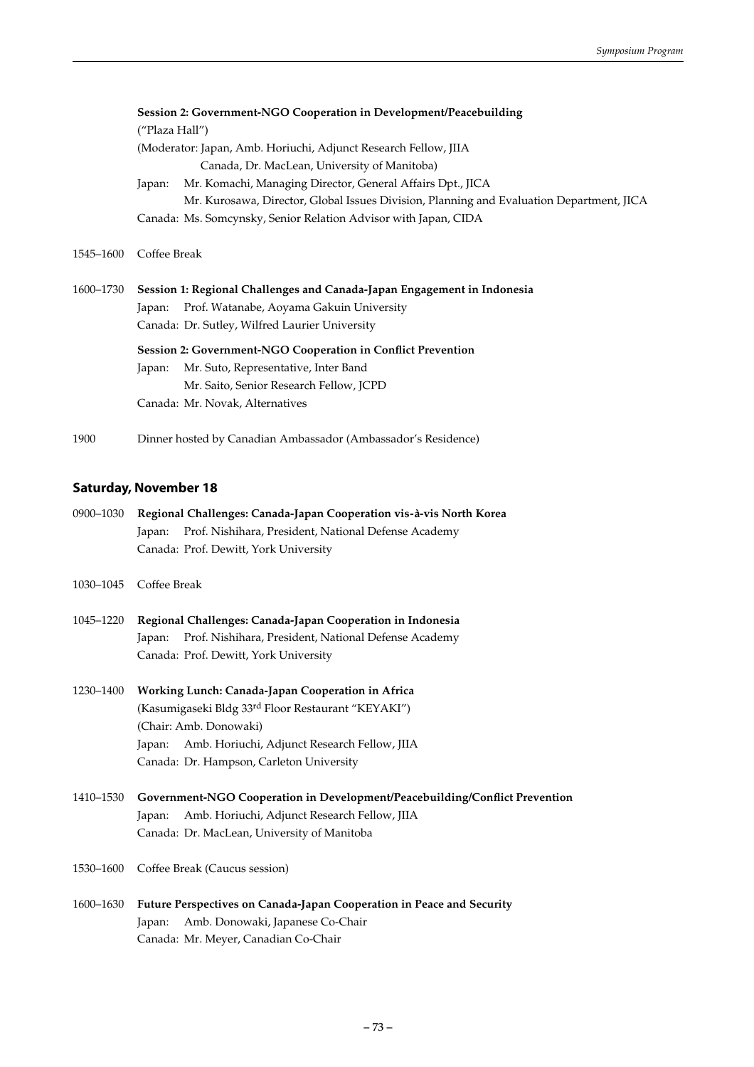**Session 2: Government-NGO Cooperation in Development/Peacebuilding**
("Plaza Hall")
(Moderator: Japan, Amb. Horiuchi, Adjunct Research Fellow, JIIA
Canada, Dr. MacLean, University of Manitoba)
Japan: Mr. Komachi, Managing Director, General Affairs Dpt., JICA
Mr. Kurosawa, Director, Global Issues Division, Planning and Evaluation Department, JICA
Canada: Ms. Somcynsky, Senior Relation Advisor with Japan, CIDA

1545–1600 Coffee Break

1600–1730 **Session 1: Regional Challenges and Canada-Japan Engagement in Indonesia**
Japan: Prof. Watanabe, Aoyama Gakuin University
Canada: Dr. Sutley, Wilfred Laurier University

**Session 2: Government-NGO Cooperation in Conflict Prevention**
Japan: Mr. Suto, Representative, Inter Band
Mr. Saito, Senior Research Fellow, JCPD
Canada: Mr. Novak, Alternatives

1900 Dinner hosted by Canadian Ambassador (Ambassador's Residence)

## Saturday, November 18

0900–1030 **Regional Challenges: Canada-Japan Cooperation vis-à-vis North Korea**
Japan: Prof. Nishihara, President, National Defense Academy
Canada: Prof. Dewitt, York University

1030–1045 Coffee Break

1045–1220 **Regional Challenges: Canada-Japan Cooperation in Indonesia**
Japan: Prof. Nishihara, President, National Defense Academy
Canada: Prof. Dewitt, York University

1230–1400 **Working Lunch: Canada-Japan Cooperation in Africa**
(Kasumigaseki Bldg 33rd Floor Restaurant "KEYAKI")
(Chair: Amb. Donowaki)
Japan: Amb. Horiuchi, Adjunct Research Fellow, JIIA
Canada: Dr. Hampson, Carleton University

1410–1530 **Government-NGO Cooperation in Development/Peacebuilding/Conflict Prevention**
Japan: Amb. Horiuchi, Adjunct Research Fellow, JIIA
Canada: Dr. MacLean, University of Manitoba

1530–1600 Coffee Break (Caucus session)

1600–1630 **Future Perspectives on Canada-Japan Cooperation in Peace and Security**
Japan: Amb. Donowaki, Japanese Co-Chair
Canada: Mr. Meyer, Canadian Co-Chair